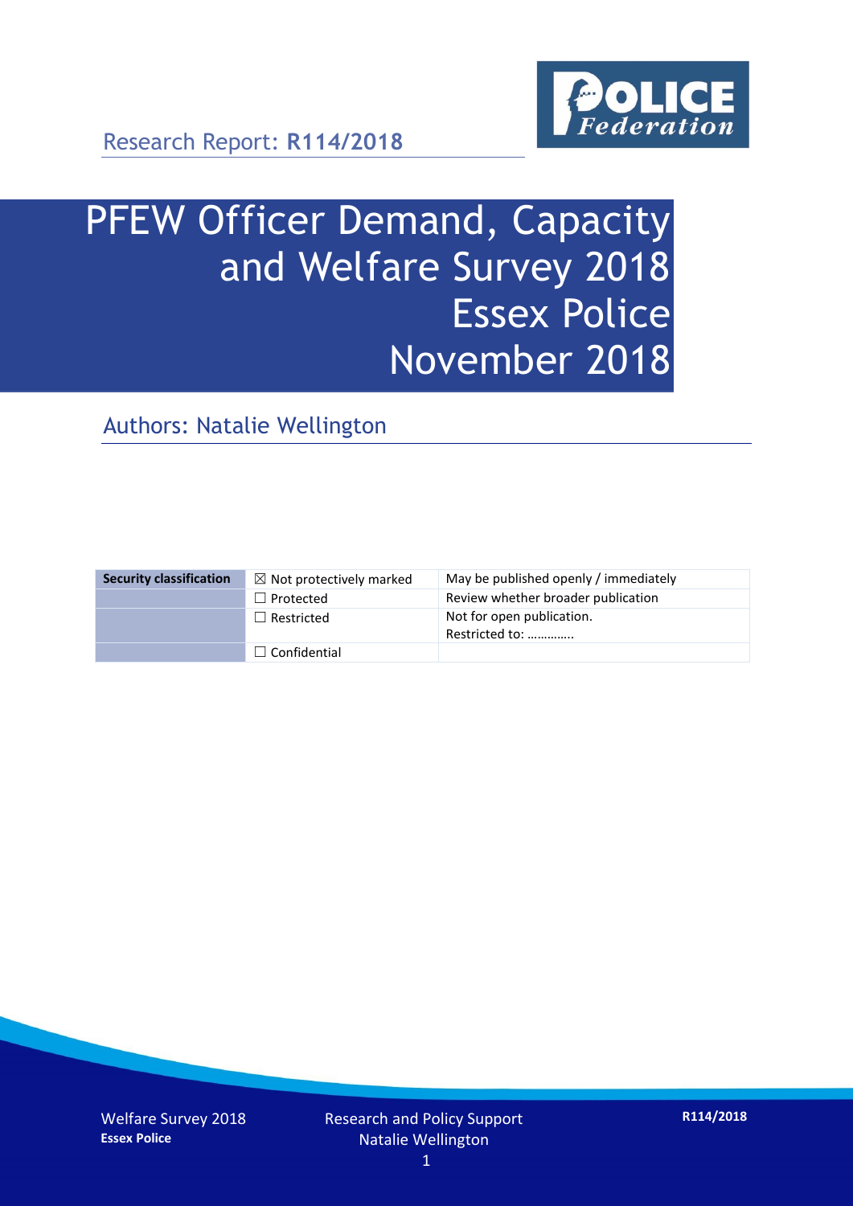Research Report: **R114/2018**

# PFEW Officer Demand, Capacity and Welfare Survey 2018
# Essex Police
# November 2018

## Authors: Natalie Wellington

| Security classification | ☒ Not protectively marked | May be published openly / immediately |
|---|---|---|
| | ☐ Protected | Review whether broader publication |
| | ☐ Restricted | Not for open publication. Restricted to: ………….. |
| | ☐ Confidential | |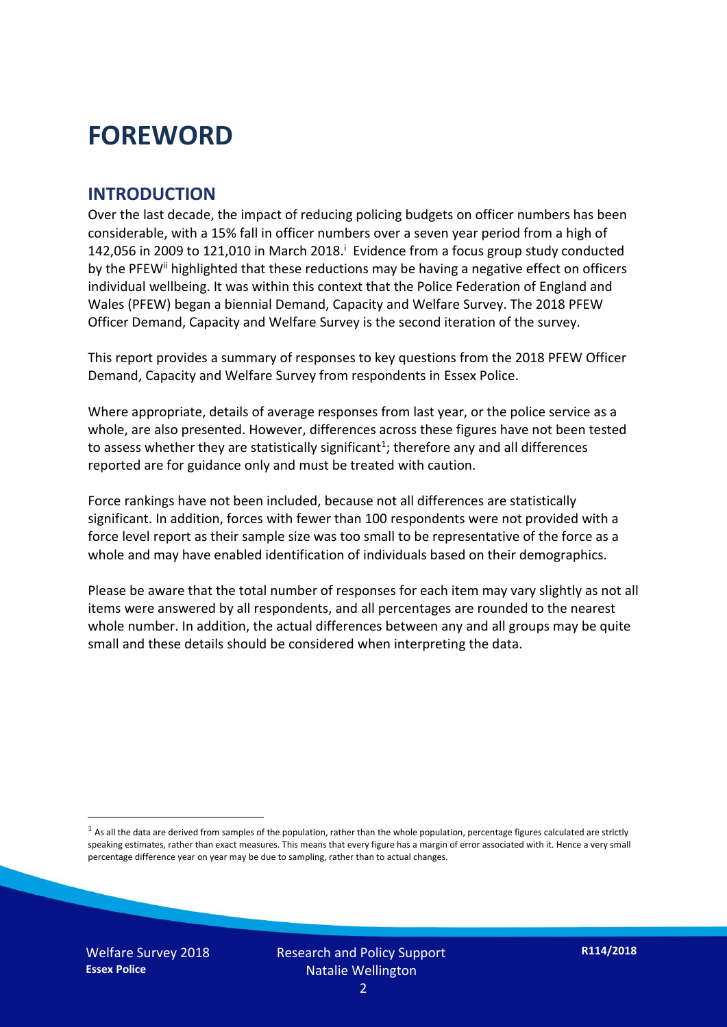# FOREWORD

## INTRODUCTION

Over the last decade, the impact of reducing policing budgets on officer numbers has been considerable, with a 15% fall in officer numbers over a seven year period from a high of 142,056 in 2009 to 121,010 in March 2018.[i] Evidence from a focus group study conducted by the PFEW[ii] highlighted that these reductions may be having a negative effect on officers individual wellbeing. It was within this context that the Police Federation of England and Wales (PFEW) began a biennial Demand, Capacity and Welfare Survey. The 2018 PFEW Officer Demand, Capacity and Welfare Survey is the second iteration of the survey.

This report provides a summary of responses to key questions from the 2018 PFEW Officer Demand, Capacity and Welfare Survey from respondents in Essex Police.

Where appropriate, details of average responses from last year, or the police service as a whole, are also presented. However, differences across these figures have not been tested to assess whether they are statistically significant[1]; therefore any and all differences reported are for guidance only and must be treated with caution.

Force rankings have not been included, because not all differences are statistically significant. In addition, forces with fewer than 100 respondents were not provided with a force level report as their sample size was too small to be representative of the force as a whole and may have enabled identification of individuals based on their demographics.

Please be aware that the total number of responses for each item may vary slightly as not all items were answered by all respondents, and all percentages are rounded to the nearest whole number. In addition, the actual differences between any and all groups may be quite small and these details should be considered when interpreting the data.

[1] As all the data are derived from samples of the population, rather than the whole population, percentage figures calculated are strictly speaking estimates, rather than exact measures. This means that every figure has a margin of error associated with it. Hence a very small percentage difference year on year may be due to sampling, rather than to actual changes.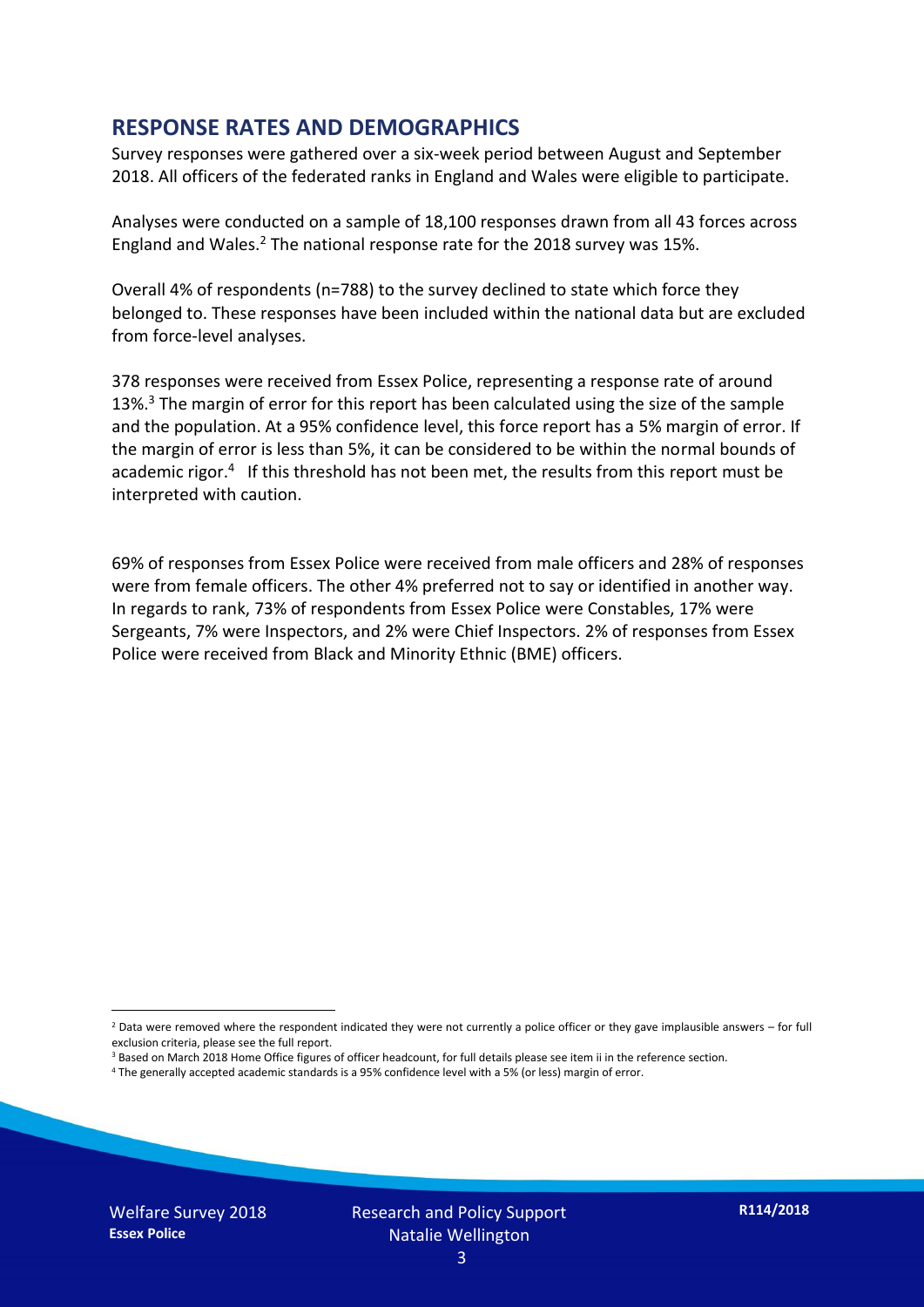## RESPONSE RATES AND DEMOGRAPHICS

Survey responses were gathered over a six-week period between August and September 2018. All officers of the federated ranks in England and Wales were eligible to participate.

Analyses were conducted on a sample of 18,100 responses drawn from all 43 forces across England and Wales.[2] The national response rate for the 2018 survey was 15%.

Overall 4% of respondents (n=788) to the survey declined to state which force they belonged to. These responses have been included within the national data but are excluded from force-level analyses.

378 responses were received from Essex Police, representing a response rate of around 13%.[3] The margin of error for this report has been calculated using the size of the sample and the population. At a 95% confidence level, this force report has a 5% margin of error. If the margin of error is less than 5%, it can be considered to be within the normal bounds of academic rigor.[4] If this threshold has not been met, the results from this report must be interpreted with caution.

69% of responses from Essex Police were received from male officers and 28% of responses were from female officers. The other 4% preferred not to say or identified in another way. In regards to rank, 73% of respondents from Essex Police were Constables, 17% were Sergeants, 7% were Inspectors, and 2% were Chief Inspectors. 2% of responses from Essex Police were received from Black and Minority Ethnic (BME) officers.

---

[2] Data were removed where the respondent indicated they were not currently a police officer or they gave implausible answers – for full exclusion criteria, please see the full report.

[3] Based on March 2018 Home Office figures of officer headcount, for full details please see item ii in the reference section.

[4] The generally accepted academic standards is a 95% confidence level with a 5% (or less) margin of error.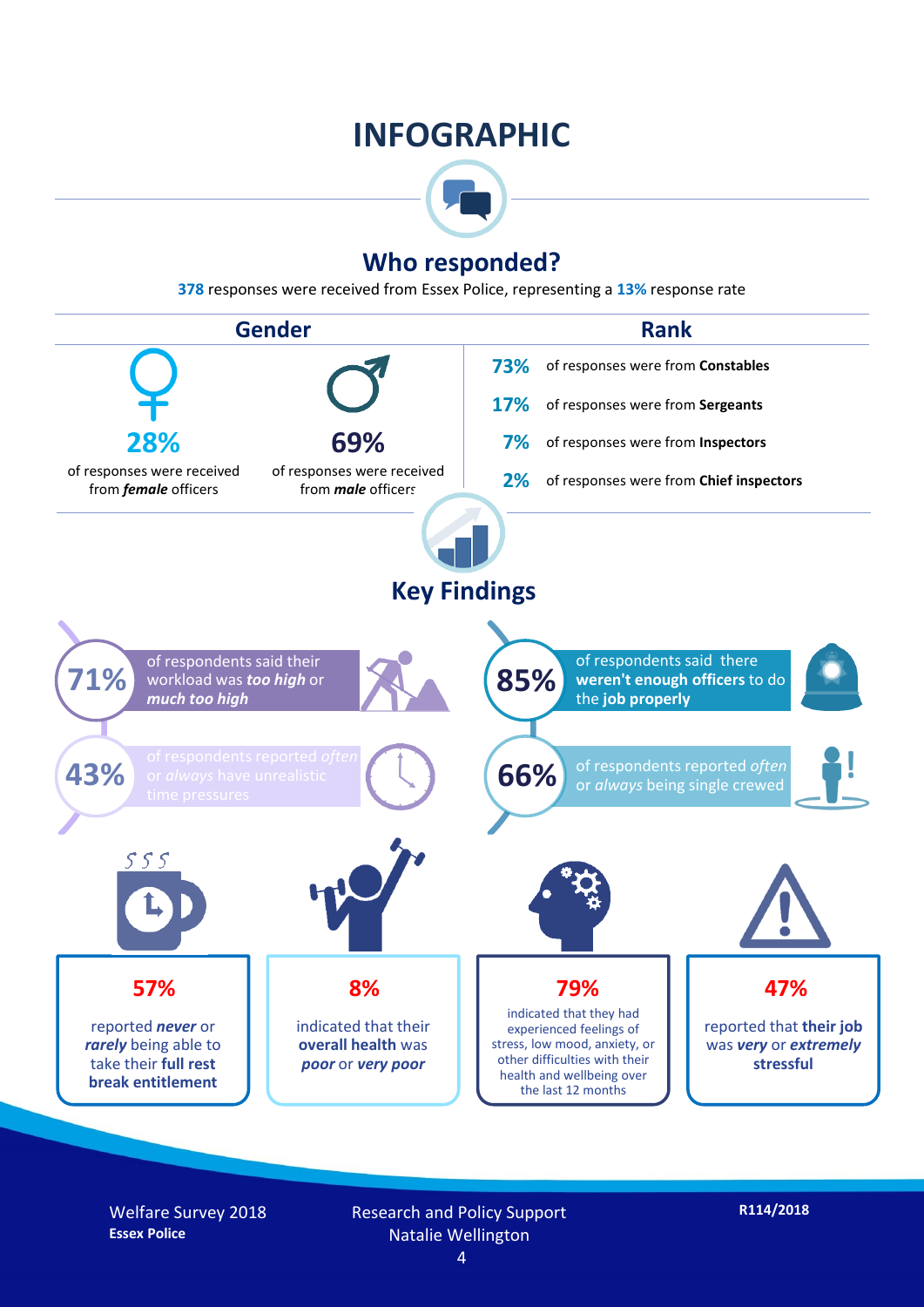# INFOGRAPHIC

## Who responded?

**378** responses were received from Essex Police, representing a **13%** response rate

### Gender

**28%** of responses were received from ***female*** officers

**69%** of responses were received from ***male*** officers

### Rank

**73%** of responses were from **Constables**

**17%** of responses were from **Sergeants**

**7%** of responses were from **Inspectors**

**2%** of responses were from **Chief inspectors**

## Key Findings

**71%** of respondents said their workload was ***too high*** or ***much too high***

**85%** of respondents said there **weren't enough officers** to do the **job properly**

**43%** of respondents reported *often* or *always* have unrealistic time pressures

**66%** of respondents reported *often* or *always* being single crewed

**57%** reported ***never*** or ***rarely*** being able to take their **full rest break entitlement**

**8%** indicated that their **overall health** was ***poor*** or ***very poor***

**79%** indicated that they had experienced feelings of stress, low mood, anxiety, or other difficulties with their health and wellbeing over the last 12 months

**47%** reported that **their job** was ***very*** or ***extremely*** **stressful**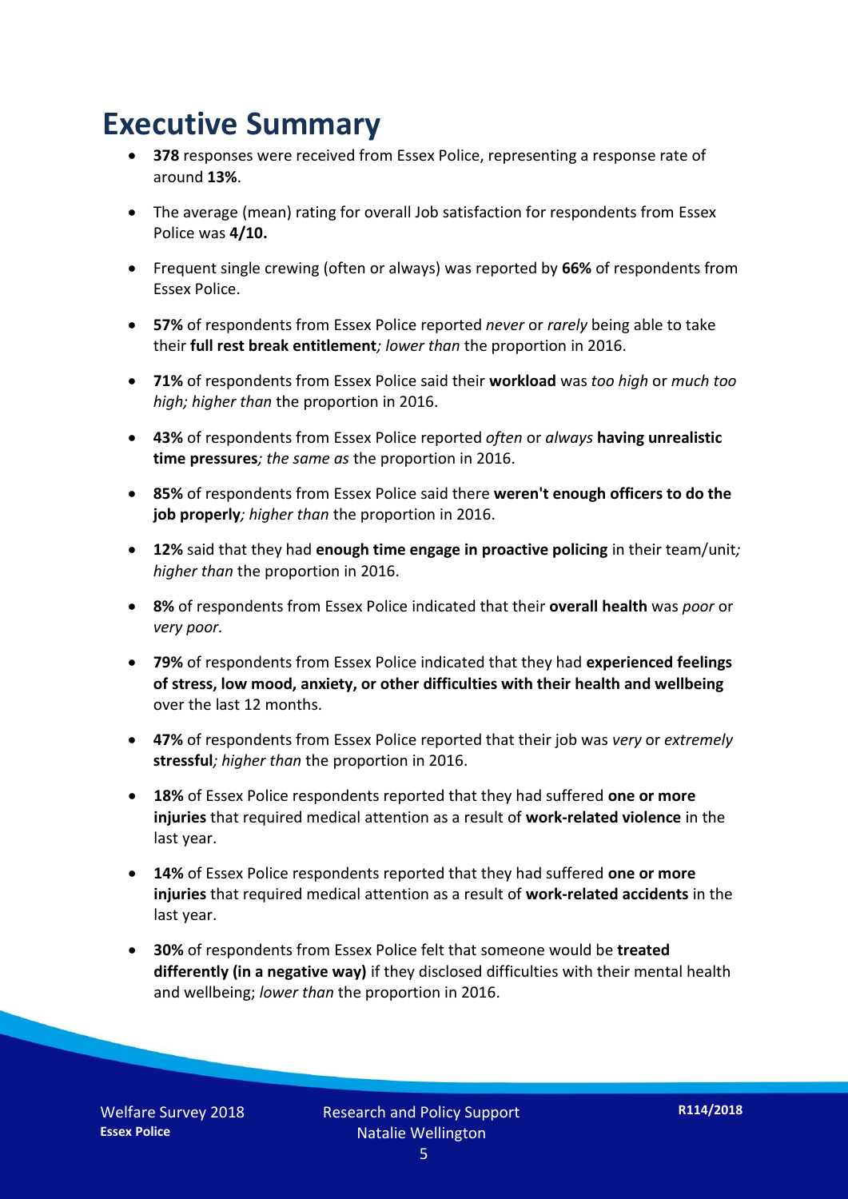# Executive Summary

- **378** responses were received from Essex Police, representing a response rate of around **13%**.
- The average (mean) rating for overall Job satisfaction for respondents from Essex Police was **4/10.**
- Frequent single crewing (often or always) was reported by **66%** of respondents from Essex Police.
- **57%** of respondents from Essex Police reported *never* or *rarely* being able to take their **full rest break entitlement***; lower than* the proportion in 2016.
- **71%** of respondents from Essex Police said their **workload** was *too high* or *much too high; higher than* the proportion in 2016.
- **43%** of respondents from Essex Police reported *often* or *always* **having unrealistic time pressures***; the same as* the proportion in 2016.
- **85%** of respondents from Essex Police said there **weren't enough officers to do the job properly***; higher than* the proportion in 2016.
- **12%** said that they had **enough time engage in proactive policing** in their team/unit*; higher than* the proportion in 2016.
- **8%** of respondents from Essex Police indicated that their **overall health** was *poor* or *very poor.*
- **79%** of respondents from Essex Police indicated that they had **experienced feelings of stress, low mood, anxiety, or other difficulties with their health and wellbeing** over the last 12 months.
- **47%** of respondents from Essex Police reported that their job was *very* or *extremely* **stressful***; higher than* the proportion in 2016.
- **18%** of Essex Police respondents reported that they had suffered **one or more injuries** that required medical attention as a result of **work-related violence** in the last year.
- **14%** of Essex Police respondents reported that they had suffered **one or more injuries** that required medical attention as a result of **work-related accidents** in the last year.
- **30%** of respondents from Essex Police felt that someone would be **treated differently (in a negative way)** if they disclosed difficulties with their mental health and wellbeing; *lower than* the proportion in 2016.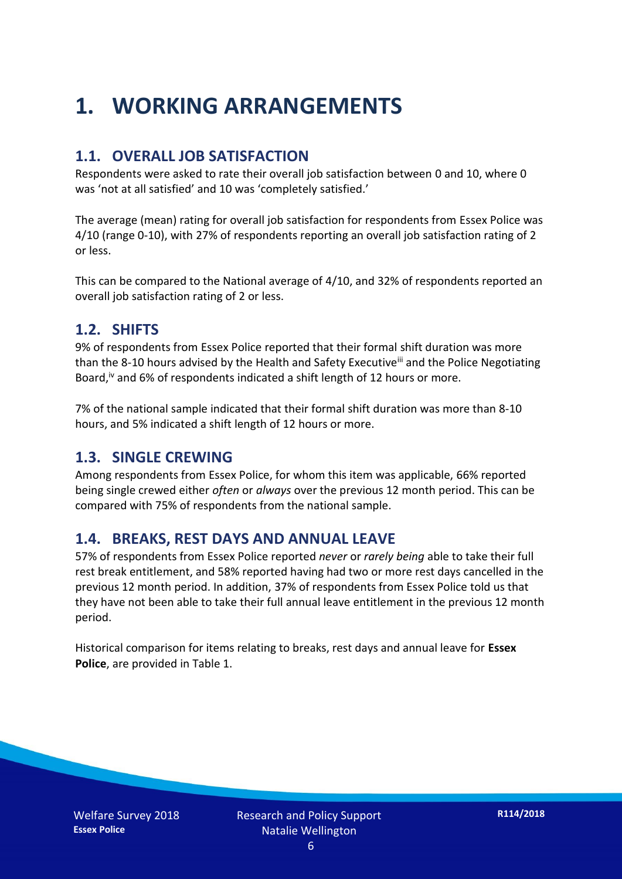# 1. WORKING ARRANGEMENTS

## 1.1. OVERALL JOB SATISFACTION

Respondents were asked to rate their overall job satisfaction between 0 and 10, where 0 was 'not at all satisfied' and 10 was 'completely satisfied.'

The average (mean) rating for overall job satisfaction for respondents from Essex Police was 4/10 (range 0-10), with 27% of respondents reporting an overall job satisfaction rating of 2 or less.

This can be compared to the National average of 4/10, and 32% of respondents reported an overall job satisfaction rating of 2 or less.

## 1.2. SHIFTS

9% of respondents from Essex Police reported that their formal shift duration was more than the 8-10 hours advised by the Health and Safety Executive[iii] and the Police Negotiating Board,[iv] and 6% of respondents indicated a shift length of 12 hours or more.

7% of the national sample indicated that their formal shift duration was more than 8-10 hours, and 5% indicated a shift length of 12 hours or more.

## 1.3. SINGLE CREWING

Among respondents from Essex Police, for whom this item was applicable, 66% reported being single crewed either *often* or *always* over the previous 12 month period. This can be compared with 75% of respondents from the national sample.

## 1.4. BREAKS, REST DAYS AND ANNUAL LEAVE

57% of respondents from Essex Police reported *never* or *rarely being* able to take their full rest break entitlement, and 58% reported having had two or more rest days cancelled in the previous 12 month period. In addition, 37% of respondents from Essex Police told us that they have not been able to take their full annual leave entitlement in the previous 12 month period.

Historical comparison for items relating to breaks, rest days and annual leave for **Essex Police**, are provided in Table 1.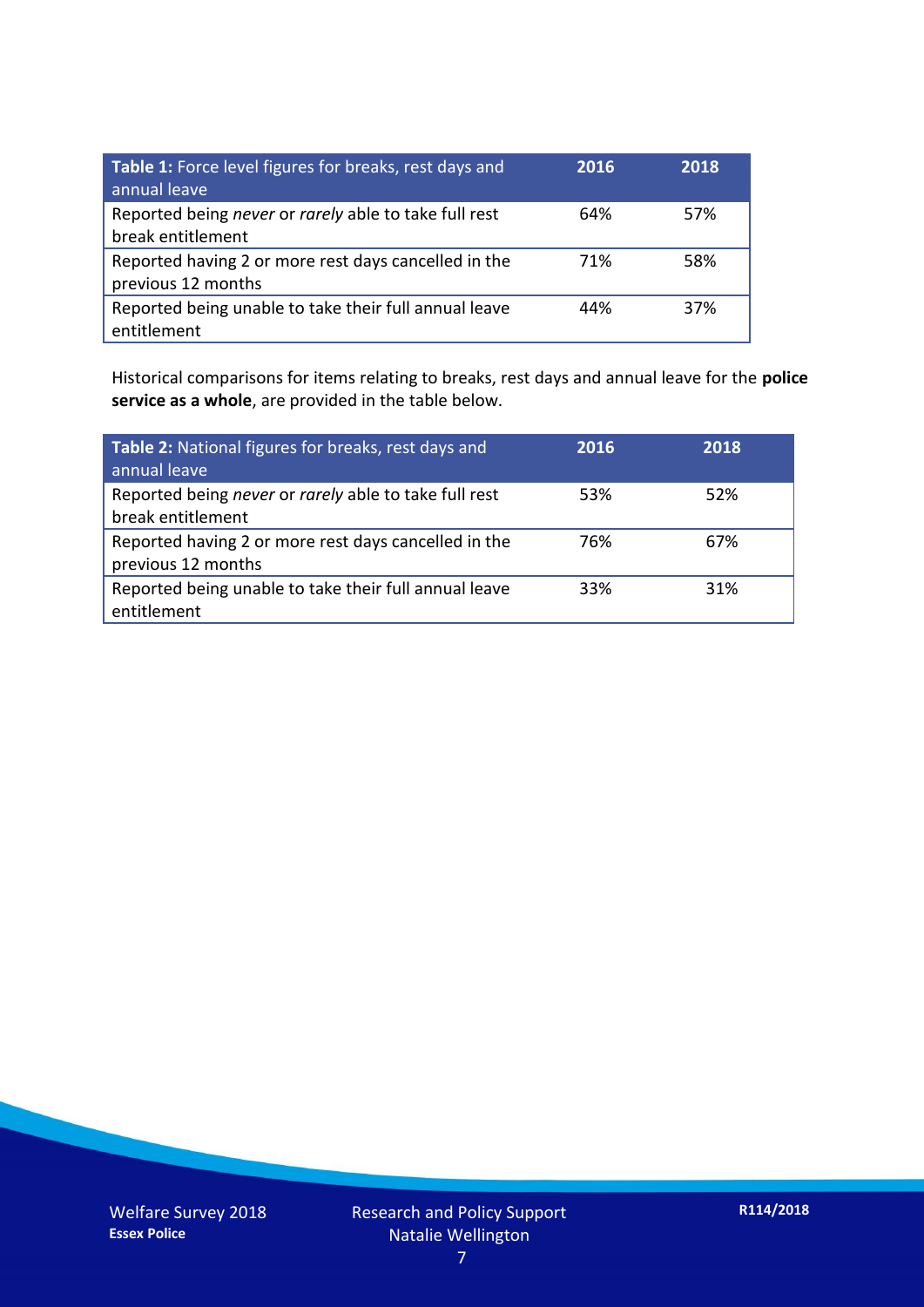| **Table 1:** Force level figures for breaks, rest days and annual leave | **2016** | **2018** |
|---|---|---|
| Reported being *never* or *rarely* able to take full rest break entitlement | 64% | 57% |
| Reported having 2 or more rest days cancelled in the previous 12 months | 71% | 58% |
| Reported being unable to take their full annual leave entitlement | 44% | 37% |

Historical comparisons for items relating to breaks, rest days and annual leave for the **police service as a whole**, are provided in the table below.

| **Table 2:** National figures for breaks, rest days and annual leave | **2016** | **2018** |
|---|---|---|
| Reported being *never* or *rarely* able to take full rest break entitlement | 53% | 52% |
| Reported having 2 or more rest days cancelled in the previous 12 months | 76% | 67% |
| Reported being unable to take their full annual leave entitlement | 33% | 31% |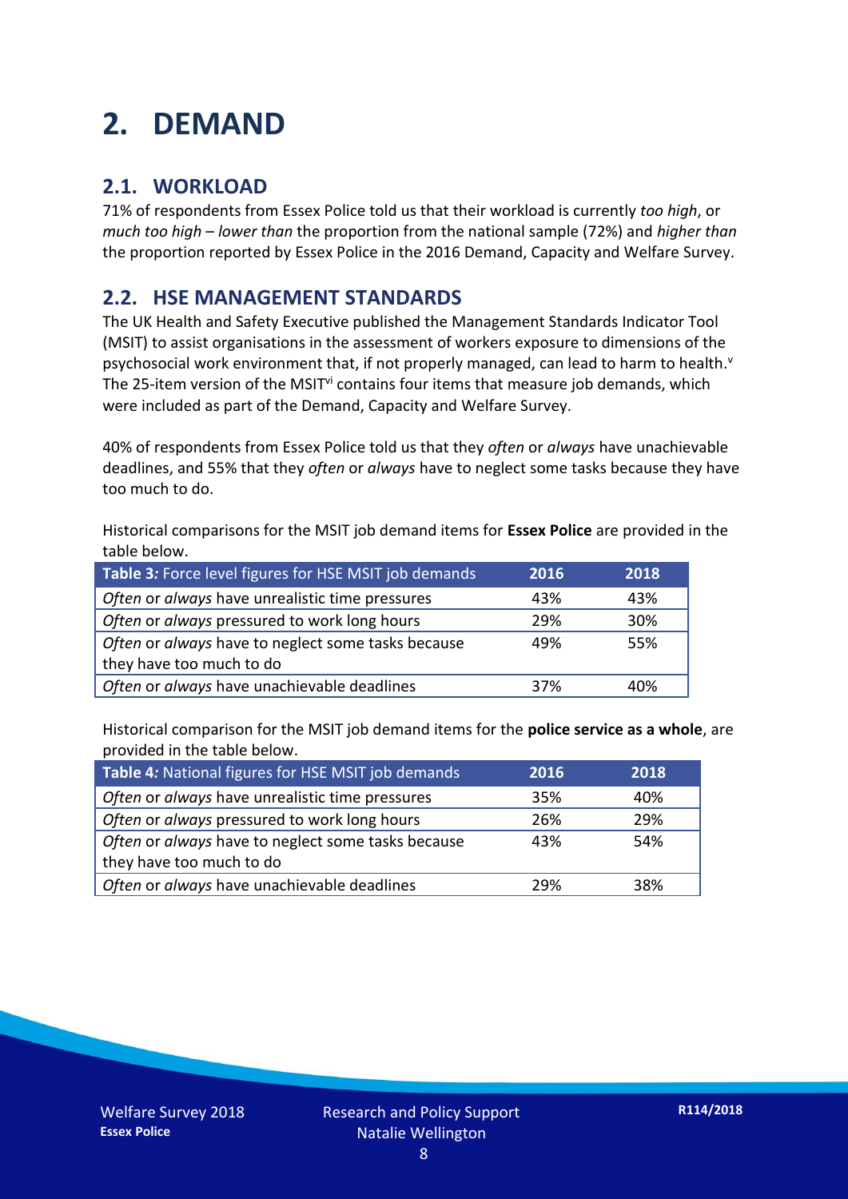# 2. DEMAND

## 2.1. WORKLOAD

71% of respondents from Essex Police told us that their workload is currently *too high*, or *much too high* – *lower than* the proportion from the national sample (72%) and *higher than* the proportion reported by Essex Police in the 2016 Demand, Capacity and Welfare Survey.

## 2.2. HSE MANAGEMENT STANDARDS

The UK Health and Safety Executive published the Management Standards Indicator Tool (MSIT) to assist organisations in the assessment of workers exposure to dimensions of the psychosocial work environment that, if not properly managed, can lead to harm to health.[v] The 25-item version of the MSIT[vi] contains four items that measure job demands, which were included as part of the Demand, Capacity and Welfare Survey.

40% of respondents from Essex Police told us that they *often* or *always* have unachievable deadlines, and 55% that they *often* or *always* have to neglect some tasks because they have too much to do.

Historical comparisons for the MSIT job demand items for **Essex Police** are provided in the table below.

| Table 3: Force level figures for HSE MSIT job demands | 2016 | 2018 |
|---|---|---|
| *Often* or *always* have unrealistic time pressures | 43% | 43% |
| *Often* or *always* pressured to work long hours | 29% | 30% |
| *Often* or *always* have to neglect some tasks because they have too much to do | 49% | 55% |
| *Often* or *always* have unachievable deadlines | 37% | 40% |

Historical comparison for the MSIT job demand items for the **police service as a whole**, are provided in the table below.

| Table 4: National figures for HSE MSIT job demands | 2016 | 2018 |
|---|---|---|
| *Often* or *always* have unrealistic time pressures | 35% | 40% |
| *Often* or *always* pressured to work long hours | 26% | 29% |
| *Often* or *always* have to neglect some tasks because they have too much to do | 43% | 54% |
| *Often* or *always* have unachievable deadlines | 29% | 38% |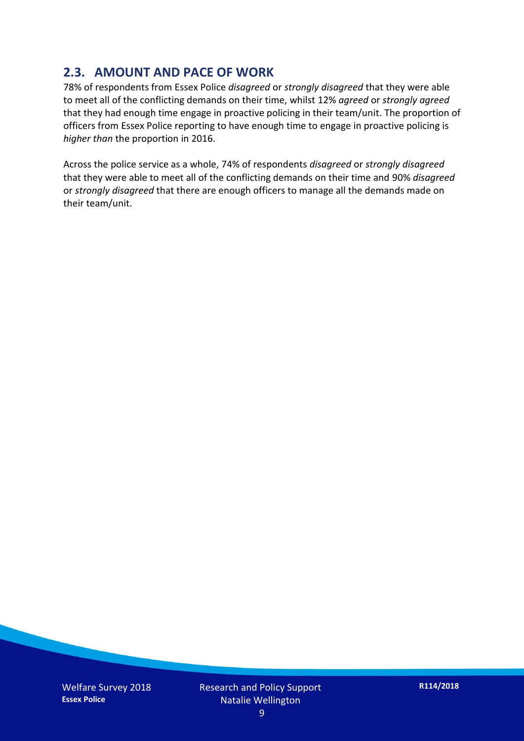## 2.3. AMOUNT AND PACE OF WORK

78% of respondents from Essex Police *disagreed* or *strongly disagreed* that they were able to meet all of the conflicting demands on their time, whilst 12% *agreed* or *strongly agreed* that they had enough time engage in proactive policing in their team/unit. The proportion of officers from Essex Police reporting to have enough time to engage in proactive policing is *higher than* the proportion in 2016.

Across the police service as a whole, 74% of respondents *disagreed* or *strongly disagreed* that they were able to meet all of the conflicting demands on their time and 90% *disagreed* or *strongly disagreed* that there are enough officers to manage all the demands made on their team/unit.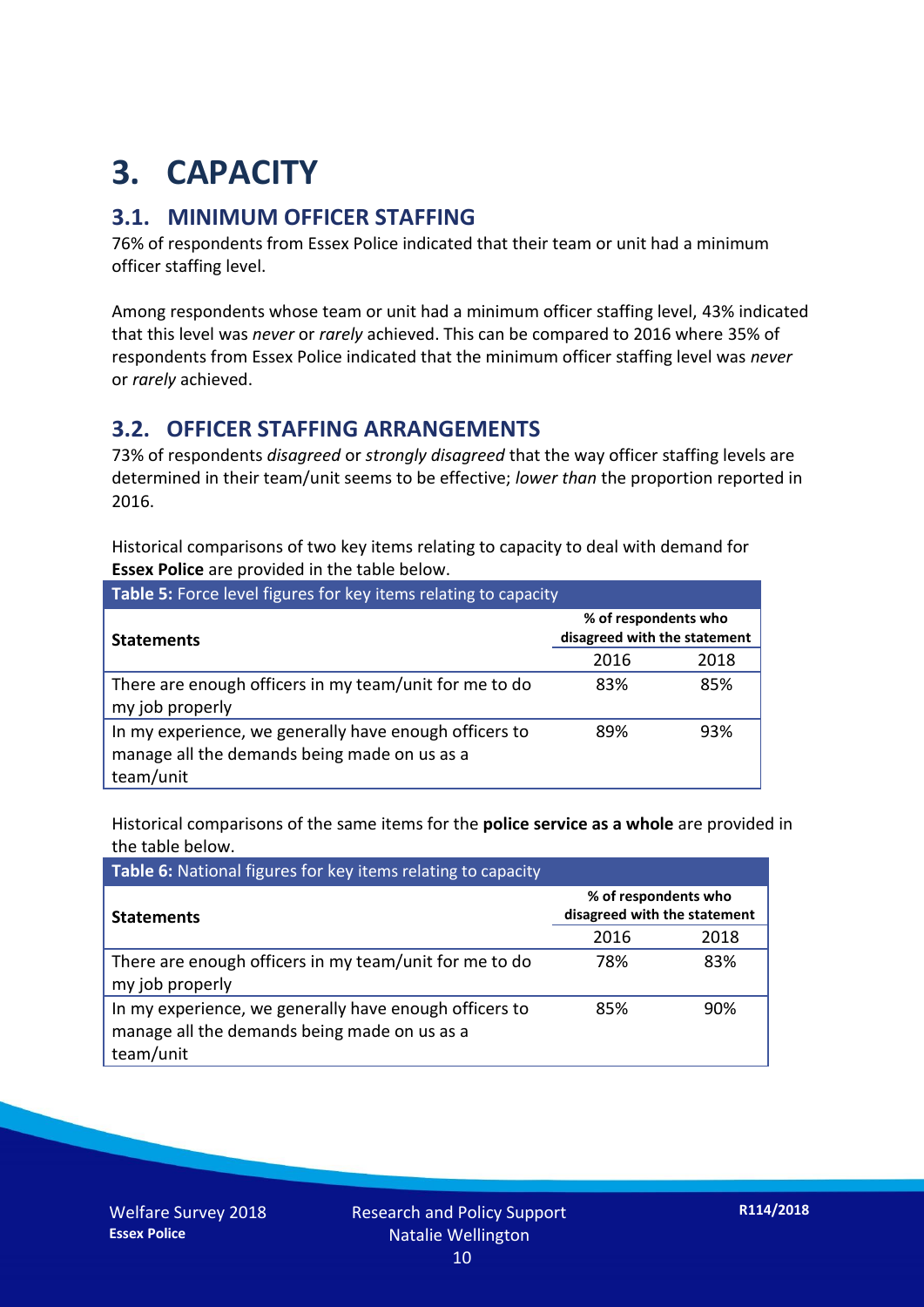# 3. CAPACITY

## 3.1. MINIMUM OFFICER STAFFING

76% of respondents from Essex Police indicated that their team or unit had a minimum officer staffing level.

Among respondents whose team or unit had a minimum officer staffing level, 43% indicated that this level was *never* or *rarely* achieved. This can be compared to 2016 where 35% of respondents from Essex Police indicated that the minimum officer staffing level was *never* or *rarely* achieved.

## 3.2. OFFICER STAFFING ARRANGEMENTS

73% of respondents *disagreed* or *strongly disagreed* that the way officer staffing levels are determined in their team/unit seems to be effective; *lower than* the proportion reported in 2016.

Historical comparisons of two key items relating to capacity to deal with demand for **Essex Police** are provided in the table below.

**Table 5:** Force level figures for key items relating to capacity

| Statements | % of respondents who disagreed with the statement | |
|---|---|---|
| | 2016 | 2018 |
| There are enough officers in my team/unit for me to do my job properly | 83% | 85% |
| In my experience, we generally have enough officers to manage all the demands being made on us as a team/unit | 89% | 93% |

Historical comparisons of the same items for the **police service as a whole** are provided in the table below.

**Table 6:** National figures for key items relating to capacity

| Statements | % of respondents who disagreed with the statement | |
|---|---|---|
| | 2016 | 2018 |
| There are enough officers in my team/unit for me to do my job properly | 78% | 83% |
| In my experience, we generally have enough officers to manage all the demands being made on us as a team/unit | 85% | 90% |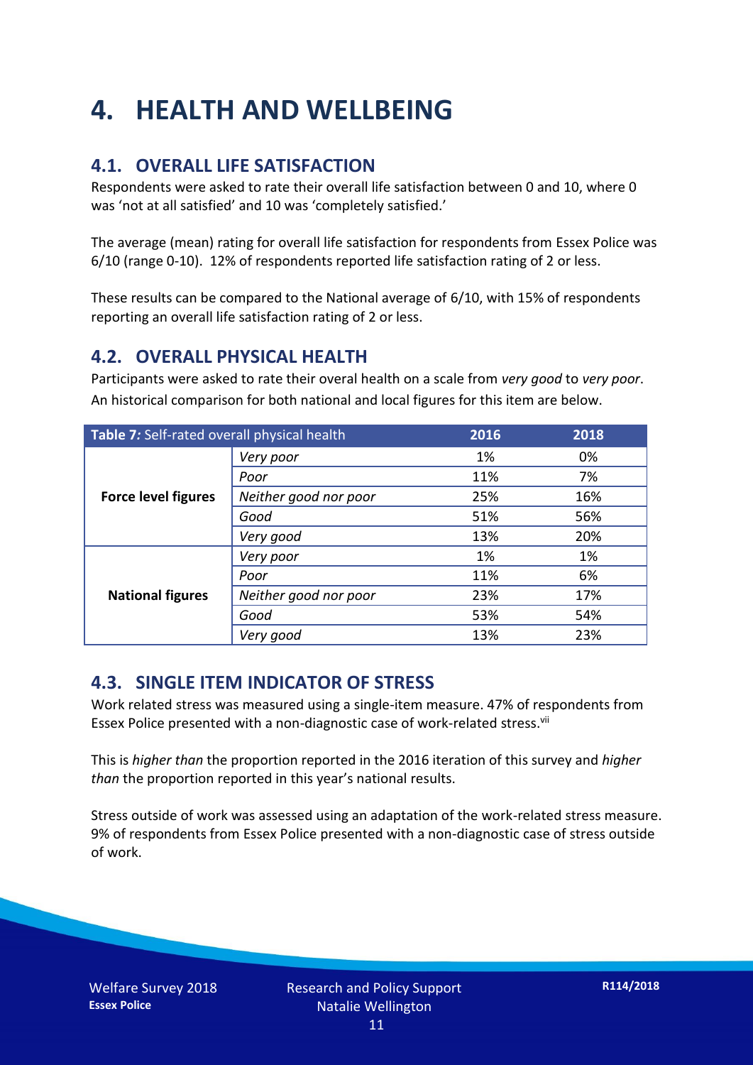# 4. HEALTH AND WELLBEING

## 4.1. OVERALL LIFE SATISFACTION

Respondents were asked to rate their overall life satisfaction between 0 and 10, where 0 was 'not at all satisfied' and 10 was 'completely satisfied.'

The average (mean) rating for overall life satisfaction for respondents from Essex Police was 6/10 (range 0-10). 12% of respondents reported life satisfaction rating of 2 or less.

These results can be compared to the National average of 6/10, with 15% of respondents reporting an overall life satisfaction rating of 2 or less.

## 4.2. OVERALL PHYSICAL HEALTH

Participants were asked to rate their overal health on a scale from *very good* to *very poor*. An historical comparison for both national and local figures for this item are below.

| **Table 7:** Self-rated overall physical health | | 2016 | 2018 |
|---|---|---|---|
| **Force level figures** | *Very poor* | 1% | 0% |
| | *Poor* | 11% | 7% |
| | *Neither good nor poor* | 25% | 16% |
| | *Good* | 51% | 56% |
| | *Very good* | 13% | 20% |
| **National figures** | *Very poor* | 1% | 1% |
| | *Poor* | 11% | 6% |
| | *Neither good nor poor* | 23% | 17% |
| | *Good* | 53% | 54% |
| | *Very good* | 13% | 23% |

## 4.3. SINGLE ITEM INDICATOR OF STRESS

Work related stress was measured using a single-item measure. 47% of respondents from Essex Police presented with a non-diagnostic case of work-related stress.[vii]

This is *higher than* the proportion reported in the 2016 iteration of this survey and *higher than* the proportion reported in this year's national results.

Stress outside of work was assessed using an adaptation of the work-related stress measure. 9% of respondents from Essex Police presented with a non-diagnostic case of stress outside of work.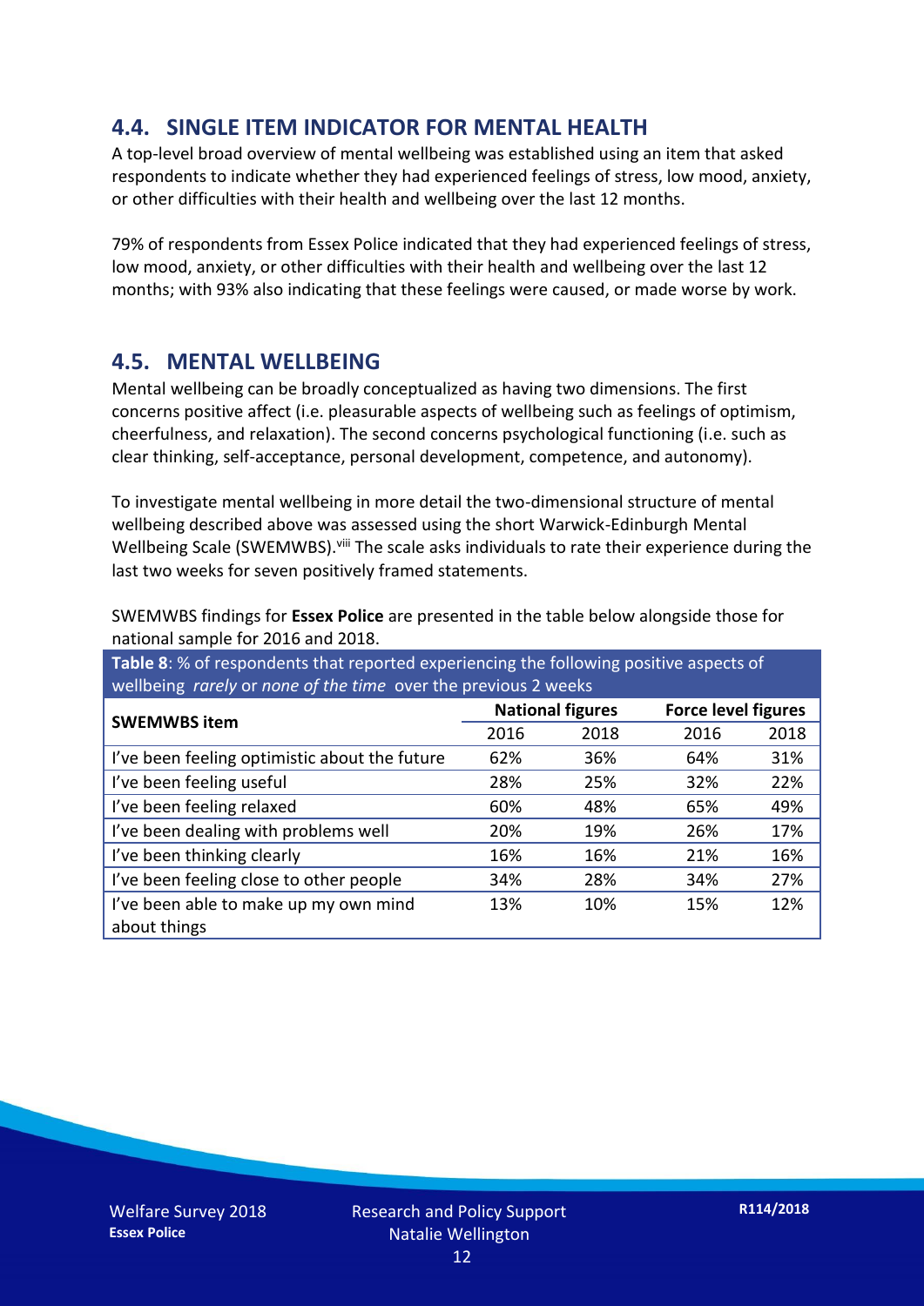## 4.4. SINGLE ITEM INDICATOR FOR MENTAL HEALTH

A top-level broad overview of mental wellbeing was established using an item that asked respondents to indicate whether they had experienced feelings of stress, low mood, anxiety, or other difficulties with their health and wellbeing over the last 12 months.

79% of respondents from Essex Police indicated that they had experienced feelings of stress, low mood, anxiety, or other difficulties with their health and wellbeing over the last 12 months; with 93% also indicating that these feelings were caused, or made worse by work.

## 4.5. MENTAL WELLBEING

Mental wellbeing can be broadly conceptualized as having two dimensions. The first concerns positive affect (i.e. pleasurable aspects of wellbeing such as feelings of optimism, cheerfulness, and relaxation). The second concerns psychological functioning (i.e. such as clear thinking, self-acceptance, personal development, competence, and autonomy).

To investigate mental wellbeing in more detail the two-dimensional structure of mental wellbeing described above was assessed using the short Warwick-Edinburgh Mental Wellbeing Scale (SWEMWBS).[viii] The scale asks individuals to rate their experience during the last two weeks for seven positively framed statements.

SWEMWBS findings for **Essex Police** are presented in the table below alongside those for national sample for 2016 and 2018.

**Table 8**: % of respondents that reported experiencing the following positive aspects of wellbeing *rarely* or *none of the time* over the previous 2 weeks

| SWEMWBS item | National figures | | Force level figures | |
|---|---|---|---|---|
| | 2016 | 2018 | 2016 | 2018 |
| I've been feeling optimistic about the future | 62% | 36% | 64% | 31% |
| I've been feeling useful | 28% | 25% | 32% | 22% |
| I've been feeling relaxed | 60% | 48% | 65% | 49% |
| I've been dealing with problems well | 20% | 19% | 26% | 17% |
| I've been thinking clearly | 16% | 16% | 21% | 16% |
| I've been feeling close to other people | 34% | 28% | 34% | 27% |
| I've been able to make up my own mind about things | 13% | 10% | 15% | 12% |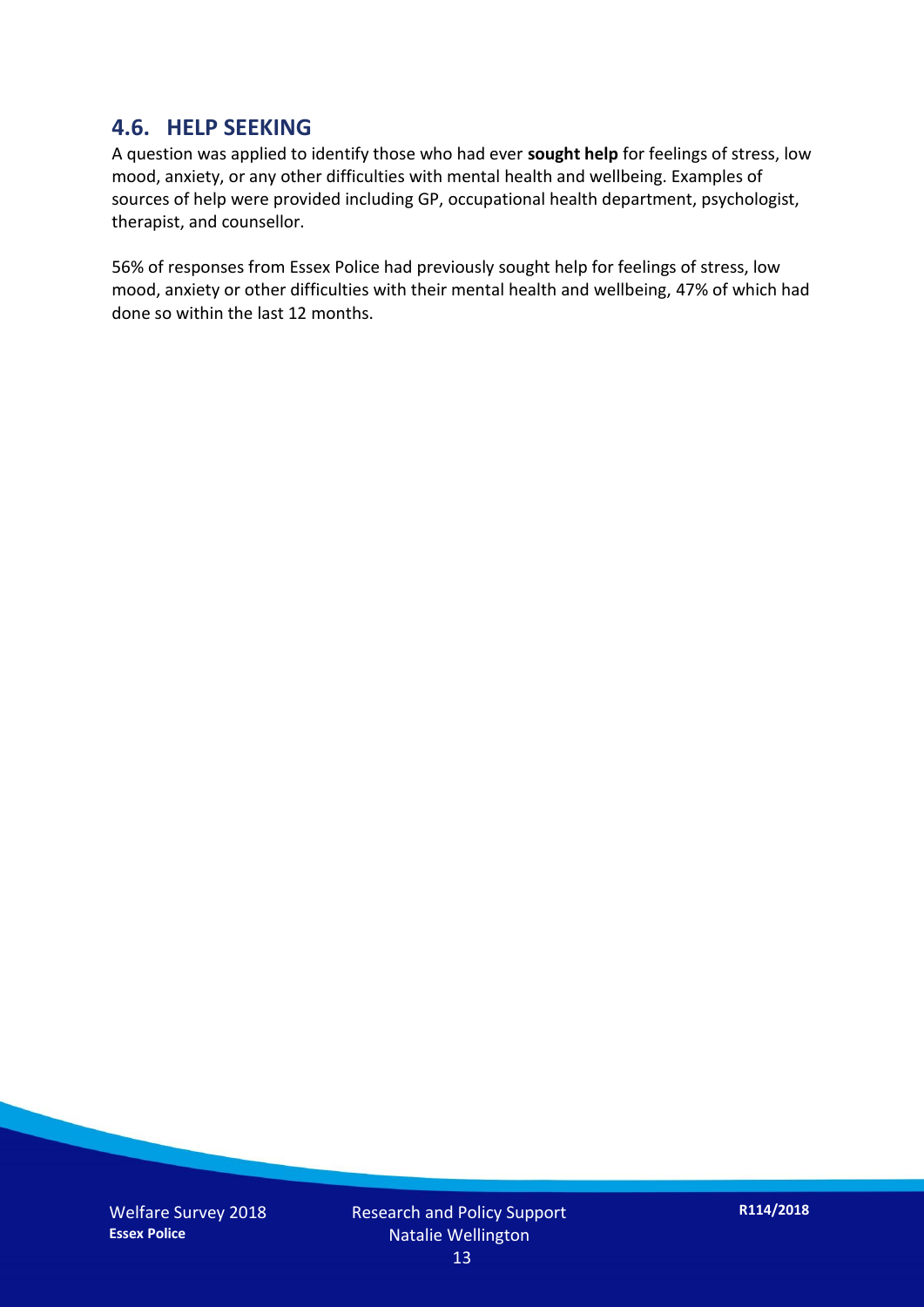## 4.6. HELP SEEKING

A question was applied to identify those who had ever **sought help** for feelings of stress, low mood, anxiety, or any other difficulties with mental health and wellbeing. Examples of sources of help were provided including GP, occupational health department, psychologist, therapist, and counsellor.

56% of responses from Essex Police had previously sought help for feelings of stress, low mood, anxiety or other difficulties with their mental health and wellbeing, 47% of which had done so within the last 12 months.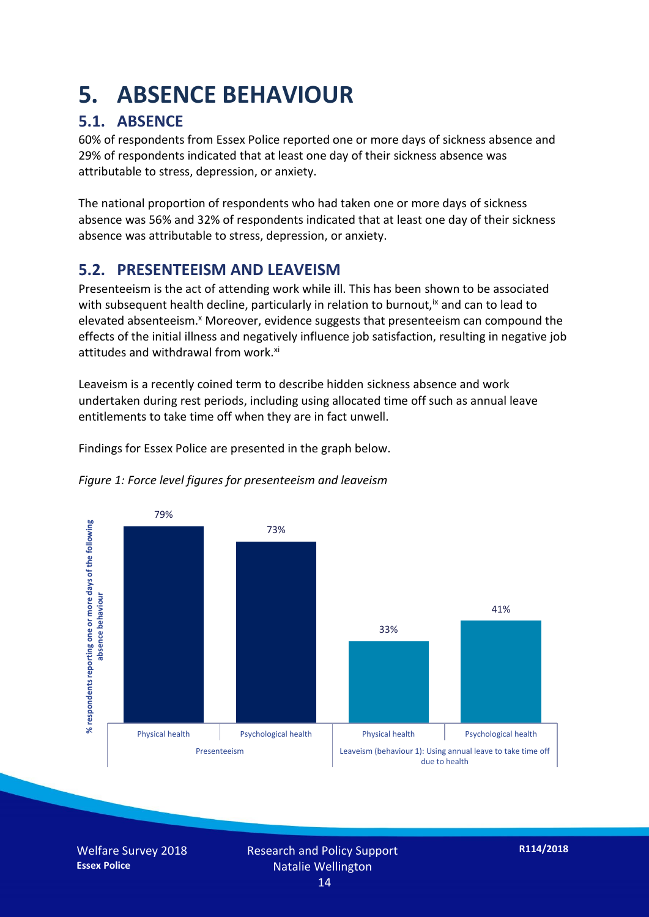# 5. ABSENCE BEHAVIOUR

## 5.1. ABSENCE

60% of respondents from Essex Police reported one or more days of sickness absence and 29% of respondents indicated that at least one day of their sickness absence was attributable to stress, depression, or anxiety.

The national proportion of respondents who had taken one or more days of sickness absence was 56% and 32% of respondents indicated that at least one day of their sickness absence was attributable to stress, depression, or anxiety.

## 5.2. PRESENTEEISM AND LEAVEISM

Presenteeism is the act of attending work while ill. This has been shown to be associated with subsequent health decline, particularly in relation to burnout,[ix] and can to lead to elevated absenteeism.[x] Moreover, evidence suggests that presenteeism can compound the effects of the initial illness and negatively influence job satisfaction, resulting in negative job attitudes and withdrawal from work.[xi]

Leaveism is a recently coined term to describe hidden sickness absence and work undertaken during rest periods, including using allocated time off such as annual leave entitlements to take time off when they are in fact unwell.

Findings for Essex Police are presented in the graph below.

*Figure 1: Force level figures for presenteeism and leaveism*

| | | % respondents reporting one or more days of the following absence behaviour |
|---|---|---|
| Presenteeism | Physical health | 79% |
| | Psychological health | 73% |
| Leaveism (behaviour 1): Using annual leave to take time off due to health | Physical health | 33% |
| | Psychological health | 41% |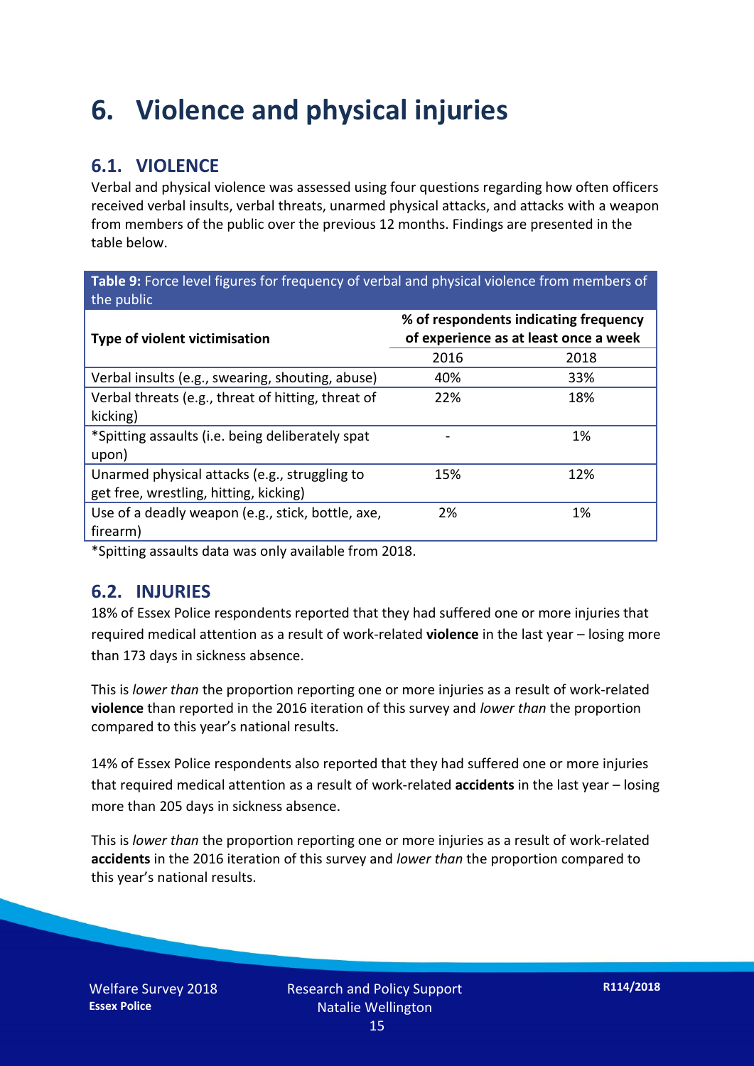# 6. Violence and physical injuries

## 6.1. VIOLENCE

Verbal and physical violence was assessed using four questions regarding how often officers received verbal insults, verbal threats, unarmed physical attacks, and attacks with a weapon from members of the public over the previous 12 months. Findings are presented in the table below.

**Table 9:** Force level figures for frequency of verbal and physical violence from members of the public

| Type of violent victimisation | % of respondents indicating frequency of experience as at least once a week | |
|---|---|---|
| | 2016 | 2018 |
| Verbal insults (e.g., swearing, shouting, abuse) | 40% | 33% |
| Verbal threats (e.g., threat of hitting, threat of kicking) | 22% | 18% |
| *Spitting assaults (i.e. being deliberately spat upon) | - | 1% |
| Unarmed physical attacks (e.g., struggling to get free, wrestling, hitting, kicking) | 15% | 12% |
| Use of a deadly weapon (e.g., stick, bottle, axe, firearm) | 2% | 1% |

*Spitting assaults data was only available from 2018.

## 6.2. INJURIES

18% of Essex Police respondents reported that they had suffered one or more injuries that required medical attention as a result of work-related **violence** in the last year – losing more than 173 days in sickness absence.

This is *lower than* the proportion reporting one or more injuries as a result of work-related **violence** than reported in the 2016 iteration of this survey and *lower than* the proportion compared to this year's national results.

14% of Essex Police respondents also reported that they had suffered one or more injuries that required medical attention as a result of work-related **accidents** in the last year – losing more than 205 days in sickness absence.

This is *lower than* the proportion reporting one or more injuries as a result of work-related **accidents** in the 2016 iteration of this survey and *lower than* the proportion compared to this year's national results.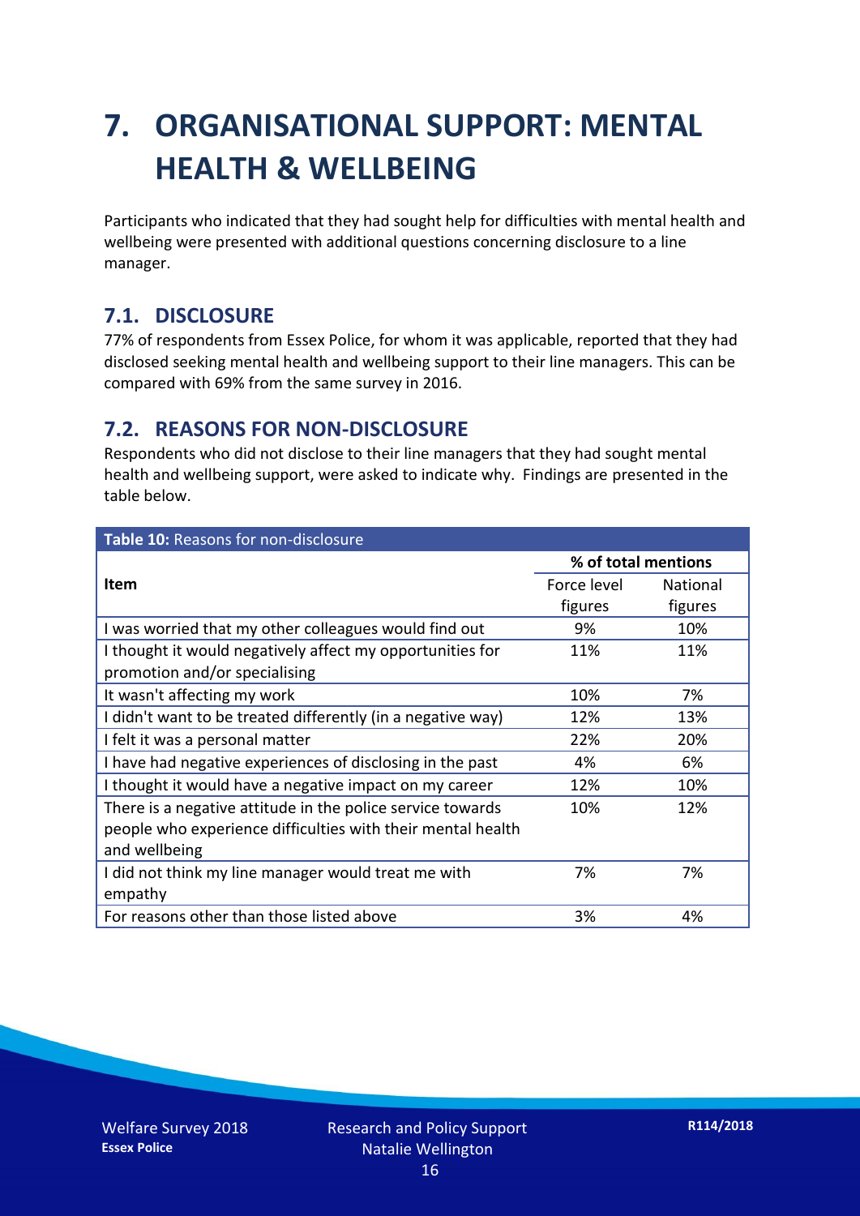# 7. ORGANISATIONAL SUPPORT: MENTAL HEALTH & WELLBEING

Participants who indicated that they had sought help for difficulties with mental health and wellbeing were presented with additional questions concerning disclosure to a line manager.

## 7.1. DISCLOSURE

77% of respondents from Essex Police, for whom it was applicable, reported that they had disclosed seeking mental health and wellbeing support to their line managers. This can be compared with 69% from the same survey in 2016.

## 7.2. REASONS FOR NON-DISCLOSURE

Respondents who did not disclose to their line managers that they had sought mental health and wellbeing support, were asked to indicate why. Findings are presented in the table below.

**Table 10:** Reasons for non-disclosure

| Item | % of total mentions | |
|---|---|---|
| | Force level figures | National figures |
| I was worried that my other colleagues would find out | 9% | 10% |
| I thought it would negatively affect my opportunities for promotion and/or specialising | 11% | 11% |
| It wasn't affecting my work | 10% | 7% |
| I didn't want to be treated differently (in a negative way) | 12% | 13% |
| I felt it was a personal matter | 22% | 20% |
| I have had negative experiences of disclosing in the past | 4% | 6% |
| I thought it would have a negative impact on my career | 12% | 10% |
| There is a negative attitude in the police service towards people who experience difficulties with their mental health and wellbeing | 10% | 12% |
| I did not think my line manager would treat me with empathy | 7% | 7% |
| For reasons other than those listed above | 3% | 4% |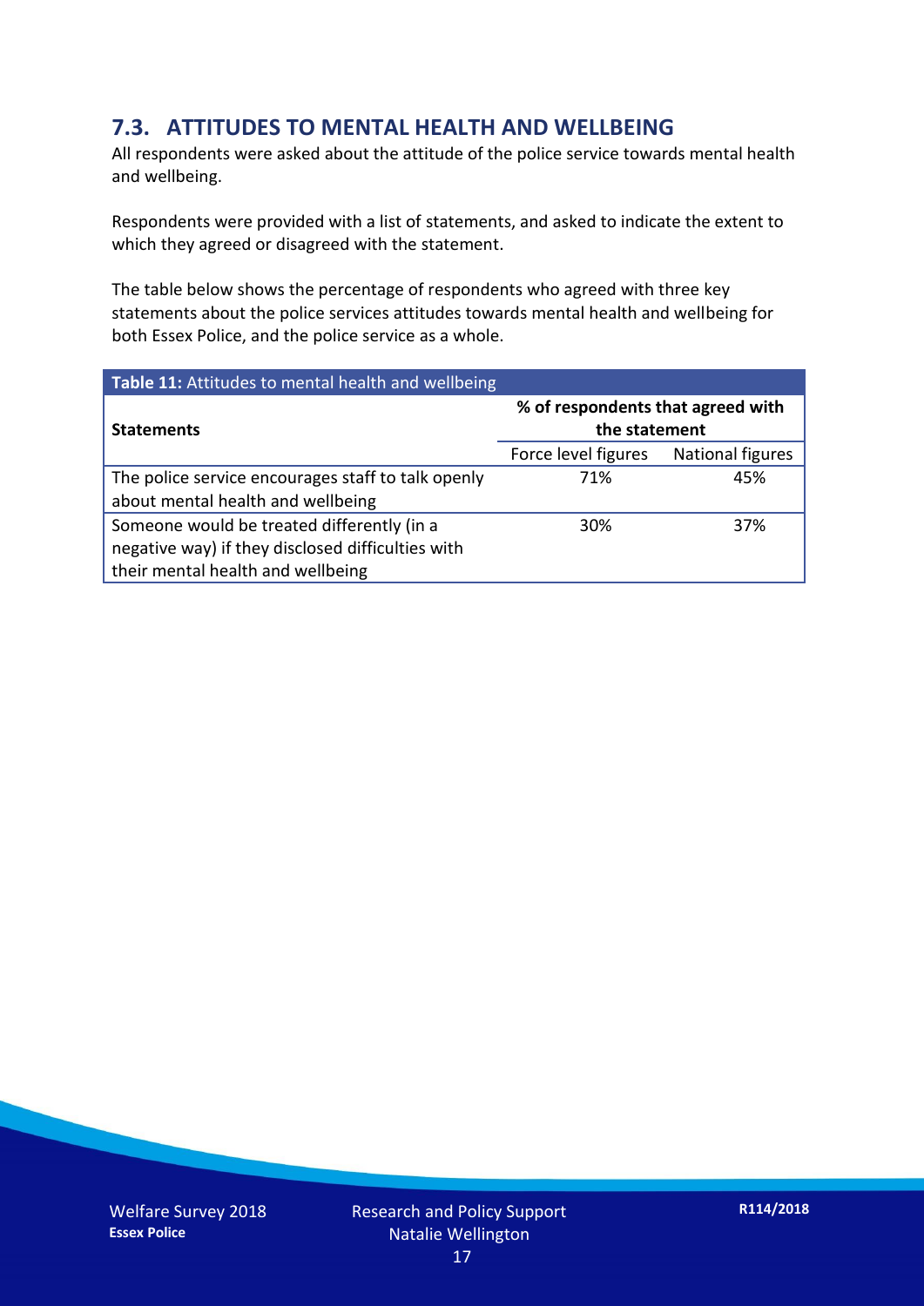## 7.3. ATTITUDES TO MENTAL HEALTH AND WELLBEING

All respondents were asked about the attitude of the police service towards mental health and wellbeing.

Respondents were provided with a list of statements, and asked to indicate the extent to which they agreed or disagreed with the statement.

The table below shows the percentage of respondents who agreed with three key statements about the police services attitudes towards mental health and wellbeing for both Essex Police, and the police service as a whole.

**Table 11:** Attitudes to mental health and wellbeing

| Statements | % of respondents that agreed with the statement | |
|---|---|---|
| | Force level figures | National figures |
| The police service encourages staff to talk openly about mental health and wellbeing | 71% | 45% |
| Someone would be treated differently (in a negative way) if they disclosed difficulties with their mental health and wellbeing | 30% | 37% |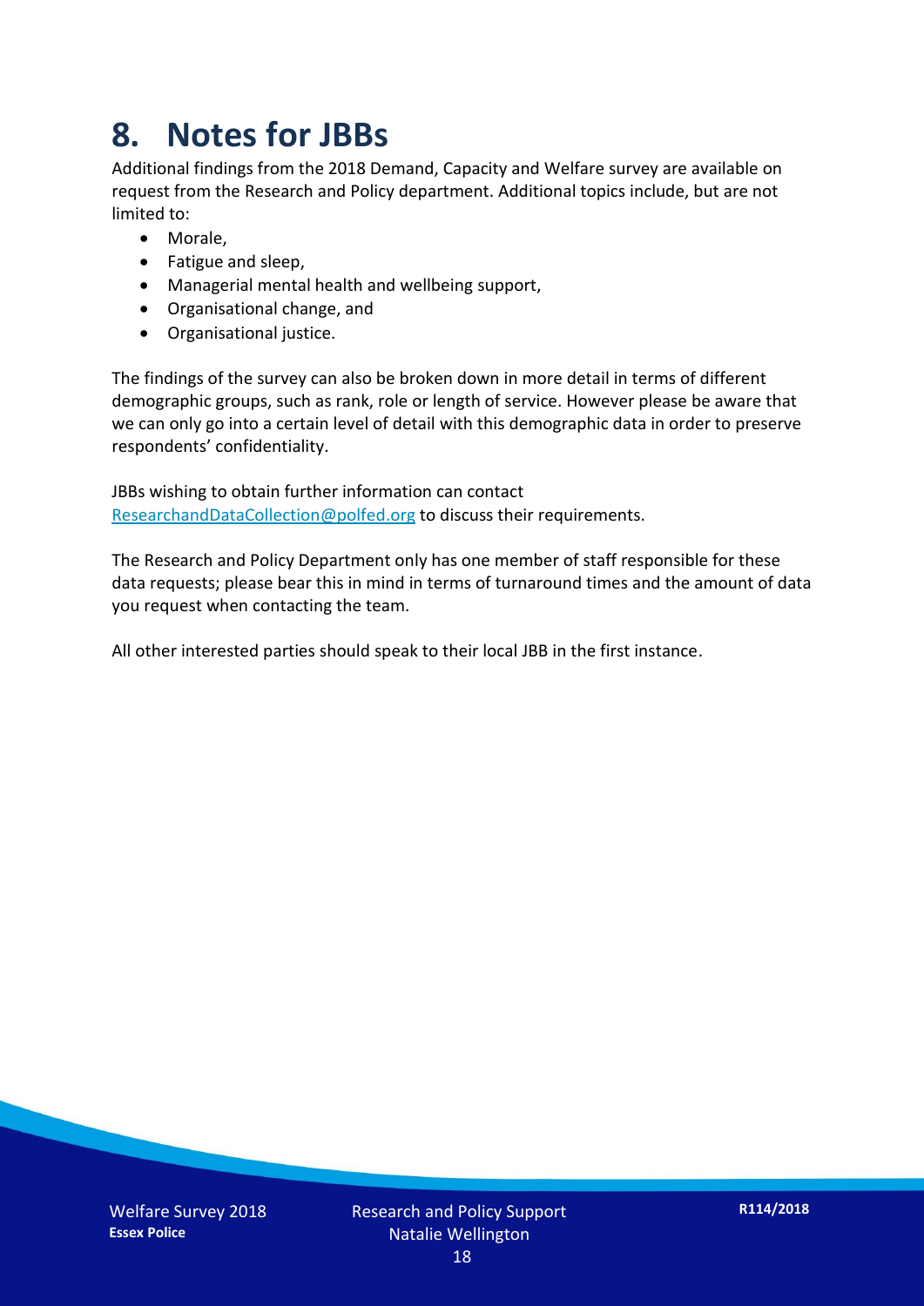# 8. Notes for JBBs

Additional findings from the 2018 Demand, Capacity and Welfare survey are available on request from the Research and Policy department. Additional topics include, but are not limited to:

- Morale,
- Fatigue and sleep,
- Managerial mental health and wellbeing support,
- Organisational change, and
- Organisational justice.

The findings of the survey can also be broken down in more detail in terms of different demographic groups, such as rank, role or length of service. However please be aware that we can only go into a certain level of detail with this demographic data in order to preserve respondents' confidentiality.

JBBs wishing to obtain further information can contact ResearchandDataCollection@polfed.org to discuss their requirements.

The Research and Policy Department only has one member of staff responsible for these data requests; please bear this in mind in terms of turnaround times and the amount of data you request when contacting the team.

All other interested parties should speak to their local JBB in the first instance.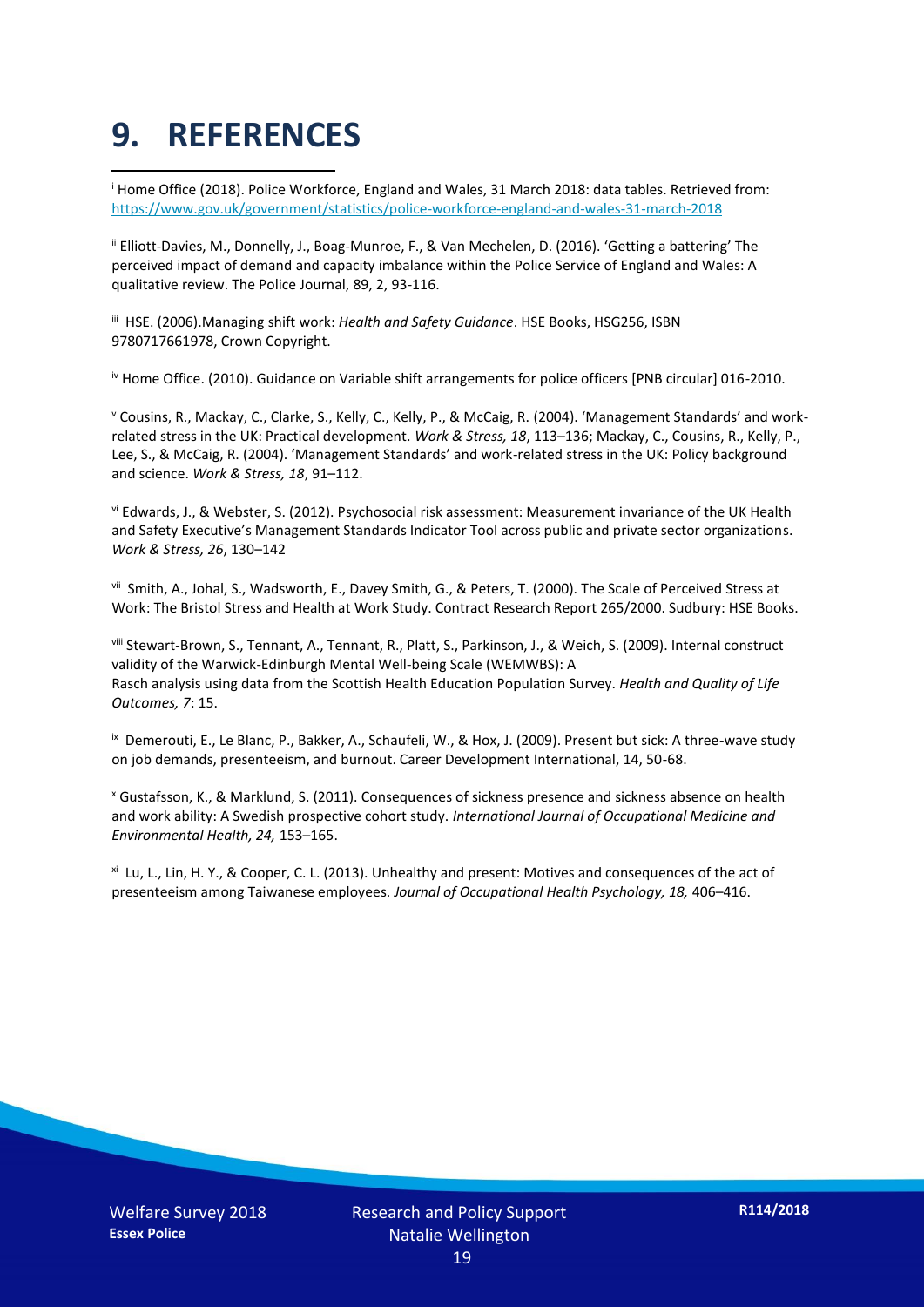# 9. REFERENCES

[i] Home Office (2018). Police Workforce, England and Wales, 31 March 2018: data tables. Retrieved from: https://www.gov.uk/government/statistics/police-workforce-england-and-wales-31-march-2018

[ii] Elliott-Davies, M., Donnelly, J., Boag-Munroe, F., & Van Mechelen, D. (2016). 'Getting a battering' The perceived impact of demand and capacity imbalance within the Police Service of England and Wales: A qualitative review. The Police Journal, 89, 2, 93-116.

[iii] HSE. (2006).Managing shift work: *Health and Safety Guidance*. HSE Books, HSG256, ISBN 9780717661978, Crown Copyright.

[iv] Home Office. (2010). Guidance on Variable shift arrangements for police officers [PNB circular] 016-2010.

[v] Cousins, R., Mackay, C., Clarke, S., Kelly, C., Kelly, P., & McCaig, R. (2004). 'Management Standards' and work-related stress in the UK: Practical development. *Work & Stress, 18*, 113–136; Mackay, C., Cousins, R., Kelly, P., Lee, S., & McCaig, R. (2004). 'Management Standards' and work-related stress in the UK: Policy background and science. *Work & Stress, 18*, 91–112.

[vi] Edwards, J., & Webster, S. (2012). Psychosocial risk assessment: Measurement invariance of the UK Health and Safety Executive's Management Standards Indicator Tool across public and private sector organizations. *Work & Stress, 26*, 130–142

[vii] Smith, A., Johal, S., Wadsworth, E., Davey Smith, G., & Peters, T. (2000). The Scale of Perceived Stress at Work: The Bristol Stress and Health at Work Study. Contract Research Report 265/2000. Sudbury: HSE Books.

[viii] Stewart-Brown, S., Tennant, A., Tennant, R., Platt, S., Parkinson, J., & Weich, S. (2009). Internal construct validity of the Warwick-Edinburgh Mental Well-being Scale (WEMWBS): A
Rasch analysis using data from the Scottish Health Education Population Survey. *Health and Quality of Life Outcomes, 7*: 15.

[ix] Demerouti, E., Le Blanc, P., Bakker, A., Schaufeli, W., & Hox, J. (2009). Present but sick: A three-wave study on job demands, presenteeism, and burnout. Career Development International, 14, 50-68.

[x] Gustafsson, K., & Marklund, S. (2011). Consequences of sickness presence and sickness absence on health and work ability: A Swedish prospective cohort study. *International Journal of Occupational Medicine and Environmental Health, 24,* 153–165.

[xi] Lu, L., Lin, H. Y., & Cooper, C. L. (2013). Unhealthy and present: Motives and consequences of the act of presenteeism among Taiwanese employees. *Journal of Occupational Health Psychology, 18,* 406–416.